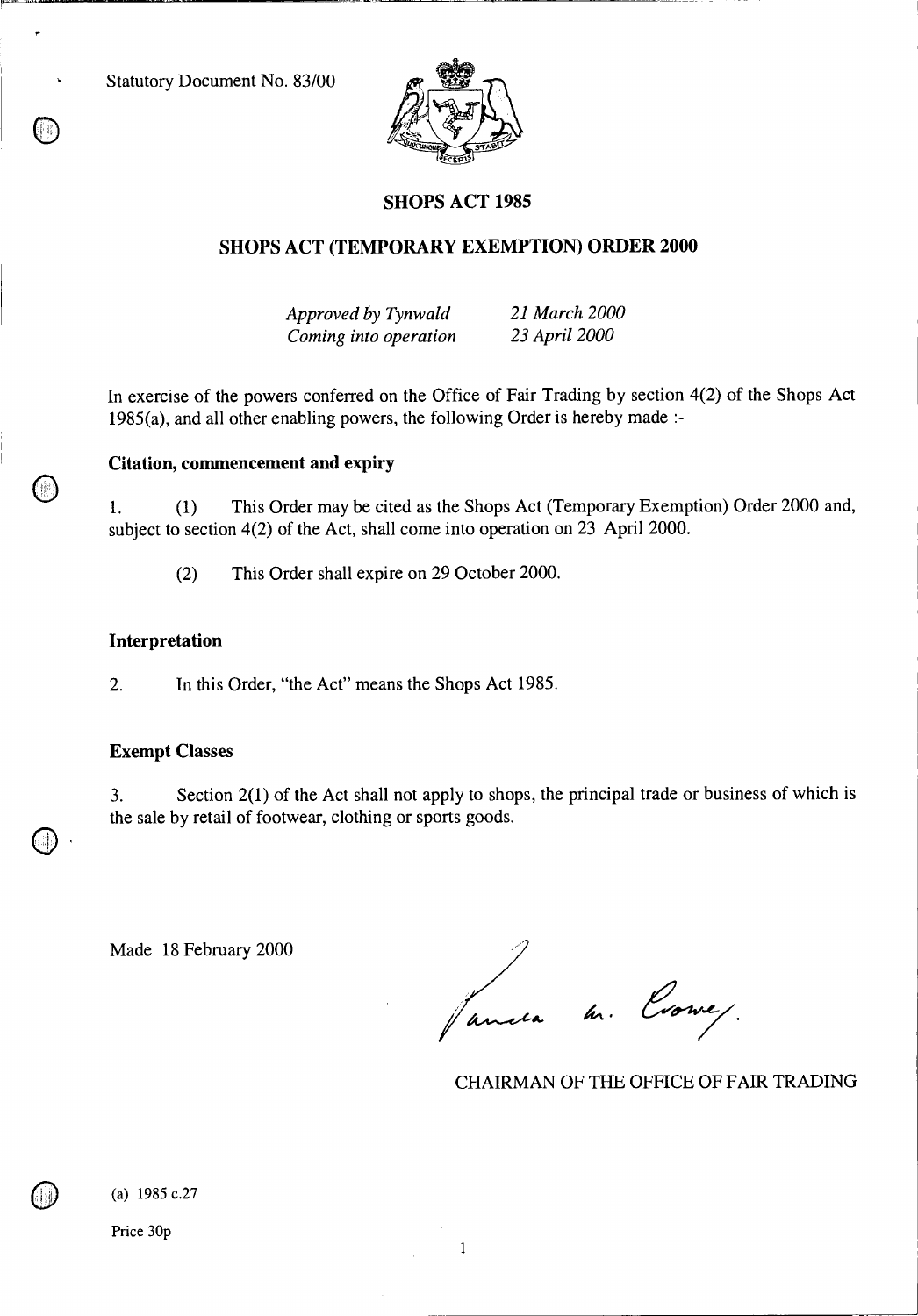Statutory Document No. 83/00

# SHOPS ACT 1985

## SHOPS ACT (TEMPORARY EXEMPTION) ORDER 2000

*Approved by Tynwald* *21 March 2000*
*Coming into operation* *23 April 2000*

In exercise of the powers conferred on the Office of Fair Trading by section 4(2) of the Shops Act 1985(a), and all other enabling powers, the following Order is hereby made :-

### Citation, commencement and expiry

1. (1) This Order may be cited as the Shops Act (Temporary Exemption) Order 2000 and, subject to section 4(2) of the Act, shall come into operation on 23 April 2000.

(2) This Order shall expire on 29 October 2000.

### Interpretation

2. In this Order, "the Act" means the Shops Act 1985.

### Exempt Classes

3. Section 2(1) of the Act shall not apply to shops, the principal trade or business of which is the sale by retail of footwear, clothing or sports goods.

Made 18 February 2000

Pamela M. Crowe.

CHAIRMAN OF THE OFFICE OF FAIR TRADING

(a) 1985 c.27

Price 30p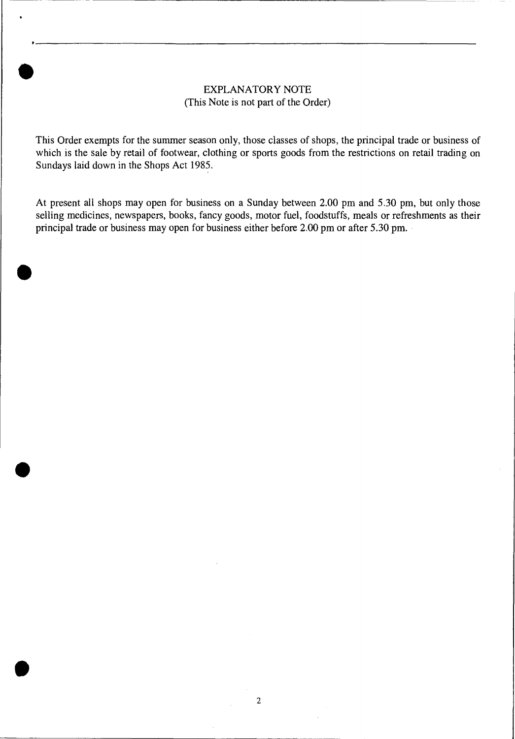## EXPLANATORY NOTE

(This Note is not part of the Order)

This Order exempts for the summer season only, those classes of shops, the principal trade or business of which is the sale by retail of footwear, clothing or sports goods from the restrictions on retail trading on Sundays laid down in the Shops Act 1985.

At present all shops may open for business on a Sunday between 2.00 pm and 5.30 pm, but only those selling medicines, newspapers, books, fancy goods, motor fuel, foodstuffs, meals or refreshments as their principal trade or business may open for business either before 2.00 pm or after 5.30 pm.